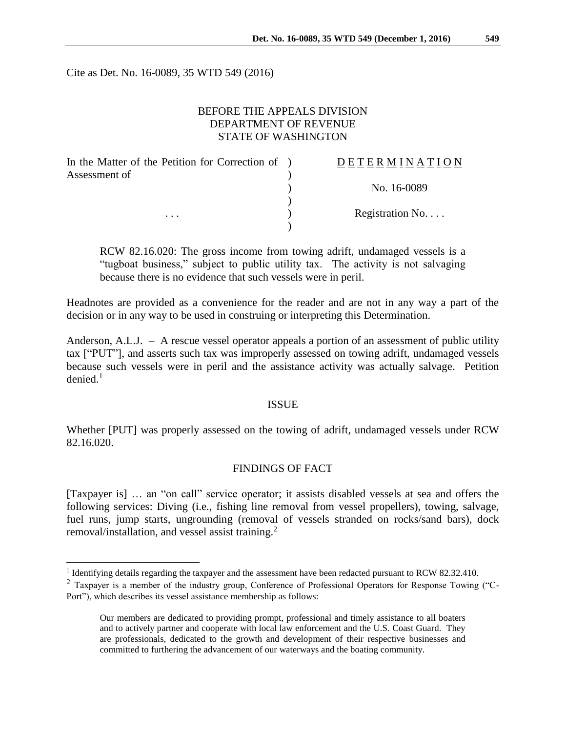Cite as Det. No. 16-0089, 35 WTD 549 (2016)

BEFORE THE APPEALS DIVISION
DEPARTMENT OF REVENUE
STATE OF WASHINGTON

| In the Matter of the Petition for Correction of Assessment of | ) | DETERMINATION |
| --- | --- | --- |
| | ) | No. 16-0089 |
| . . . | ) | Registration No. . . . |

RCW 82.16.020: The gross income from towing adrift, undamaged vessels is a "tugboat business," subject to public utility tax. The activity is not salvaging because there is no evidence that such vessels were in peril.

Headnotes are provided as a convenience for the reader and are not in any way a part of the decision or in any way to be used in construing or interpreting this Determination.

Anderson, A.L.J. – A rescue vessel operator appeals a portion of an assessment of public utility tax ["PUT"], and asserts such tax was improperly assessed on towing adrift, undamaged vessels because such vessels were in peril and the assistance activity was actually salvage. Petition denied.[1]

## ISSUE

Whether [PUT] was properly assessed on the towing of adrift, undamaged vessels under RCW 82.16.020.

## FINDINGS OF FACT

[Taxpayer is] … an "on call" service operator; it assists disabled vessels at sea and offers the following services: Diving (i.e., fishing line removal from vessel propellers), towing, salvage, fuel runs, jump starts, ungrounding (removal of vessels stranded on rocks/sand bars), dock removal/installation, and vessel assist training.[2]

---

[1] Identifying details regarding the taxpayer and the assessment have been redacted pursuant to RCW 82.32.410.

[2] Taxpayer is a member of the industry group, Conference of Professional Operators for Response Towing ("C-Port"), which describes its vessel assistance membership as follows:

> Our members are dedicated to providing prompt, professional and timely assistance to all boaters and to actively partner and cooperate with local law enforcement and the U.S. Coast Guard. They are professionals, dedicated to the growth and development of their respective businesses and committed to furthering the advancement of our waterways and the boating community.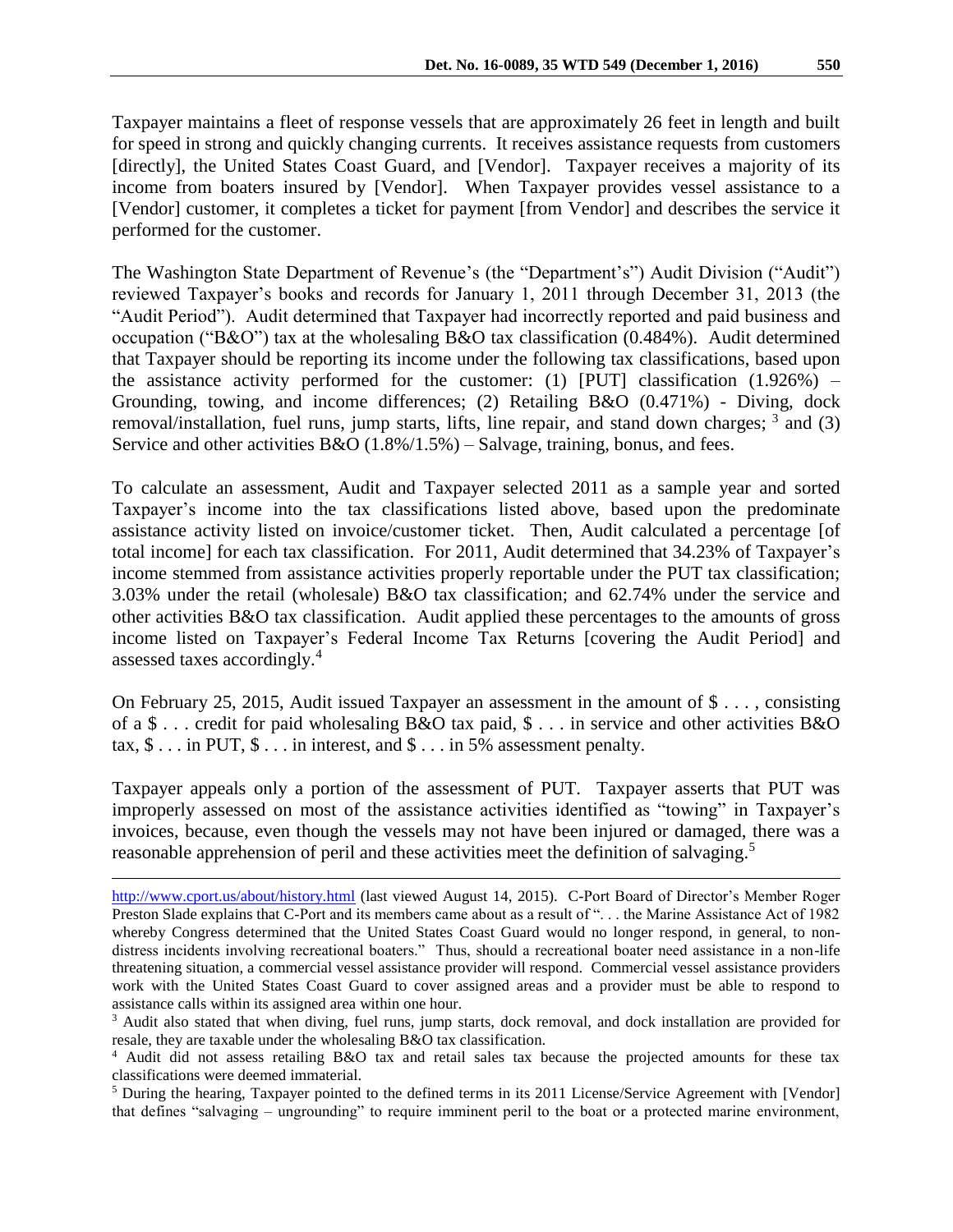Taxpayer maintains a fleet of response vessels that are approximately 26 feet in length and built for speed in strong and quickly changing currents. It receives assistance requests from customers [directly], the United States Coast Guard, and [Vendor]. Taxpayer receives a majority of its income from boaters insured by [Vendor]. When Taxpayer provides vessel assistance to a [Vendor] customer, it completes a ticket for payment [from Vendor] and describes the service it performed for the customer.

The Washington State Department of Revenue's (the "Department's") Audit Division ("Audit") reviewed Taxpayer's books and records for January 1, 2011 through December 31, 2013 (the "Audit Period"). Audit determined that Taxpayer had incorrectly reported and paid business and occupation ("B&O") tax at the wholesaling B&O tax classification (0.484%). Audit determined that Taxpayer should be reporting its income under the following tax classifications, based upon the assistance activity performed for the customer: (1) [PUT] classification (1.926%) – Grounding, towing, and income differences; (2) Retailing B&O (0.471%) - Diving, dock removal/installation, fuel runs, jump starts, lifts, line repair, and stand down charges; [3] and (3) Service and other activities B&O (1.8%/1.5%) – Salvage, training, bonus, and fees.

To calculate an assessment, Audit and Taxpayer selected 2011 as a sample year and sorted Taxpayer's income into the tax classifications listed above, based upon the predominate assistance activity listed on invoice/customer ticket. Then, Audit calculated a percentage [of total income] for each tax classification. For 2011, Audit determined that 34.23% of Taxpayer's income stemmed from assistance activities properly reportable under the PUT tax classification; 3.03% under the retail (wholesale) B&O tax classification; and 62.74% under the service and other activities B&O tax classification. Audit applied these percentages to the amounts of gross income listed on Taxpayer's Federal Income Tax Returns [covering the Audit Period] and assessed taxes accordingly.[4]

On February 25, 2015, Audit issued Taxpayer an assessment in the amount of $ . . . , consisting of a $ . . . credit for paid wholesaling B&O tax paid, $ . . . in service and other activities B&O tax, $ . . . in PUT, $ . . . in interest, and $ . . . in 5% assessment penalty.

Taxpayer appeals only a portion of the assessment of PUT. Taxpayer asserts that PUT was improperly assessed on most of the assistance activities identified as "towing" in Taxpayer's invoices, because, even though the vessels may not have been injured or damaged, there was a reasonable apprehension of peril and these activities meet the definition of salvaging.[5]

---

http://www.cport.us/about/history.html (last viewed August 14, 2015). C-Port Board of Director's Member Roger Preston Slade explains that C-Port and its members came about as a result of ". . . the Marine Assistance Act of 1982 whereby Congress determined that the United States Coast Guard would no longer respond, in general, to non-distress incidents involving recreational boaters." Thus, should a recreational boater need assistance in a non-life threatening situation, a commercial vessel assistance provider will respond. Commercial vessel assistance providers work with the United States Coast Guard to cover assigned areas and a provider must be able to respond to assistance calls within its assigned area within one hour.

[3] Audit also stated that when diving, fuel runs, jump starts, dock removal, and dock installation are provided for resale, they are taxable under the wholesaling B&O tax classification.

[4] Audit did not assess retailing B&O tax and retail sales tax because the projected amounts for these tax classifications were deemed immaterial.

[5] During the hearing, Taxpayer pointed to the defined terms in its 2011 License/Service Agreement with [Vendor] that defines "salvaging – ungrounding" to require imminent peril to the boat or a protected marine environment,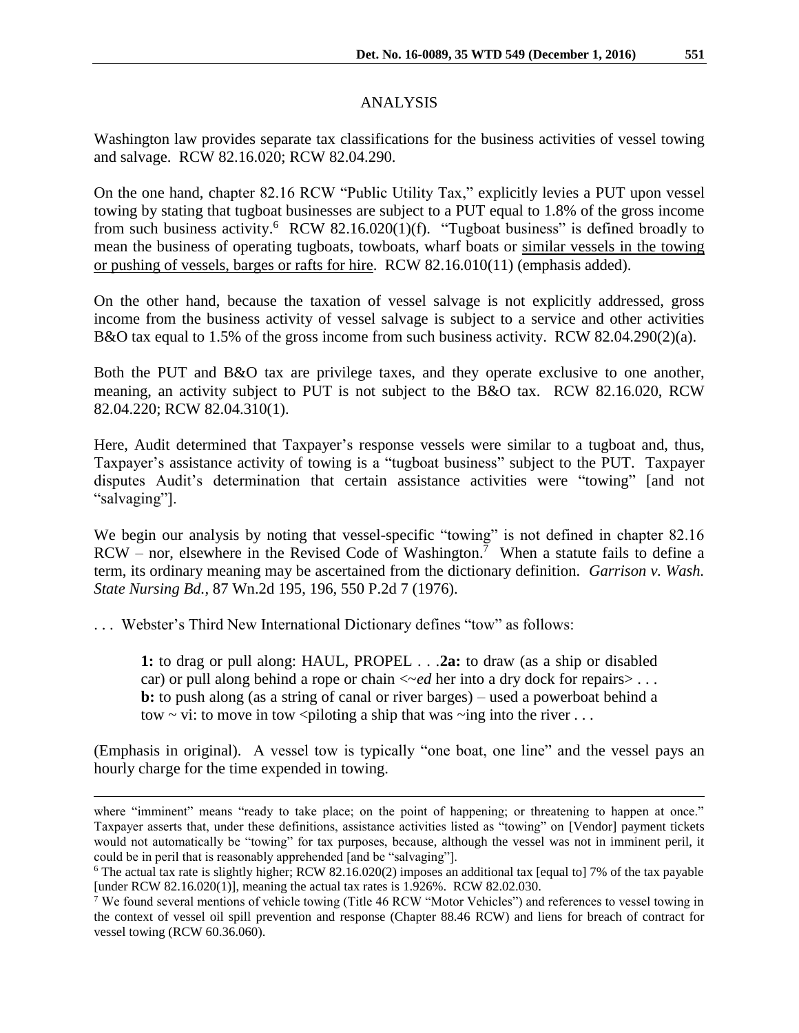## ANALYSIS

Washington law provides separate tax classifications for the business activities of vessel towing and salvage. RCW 82.16.020; RCW 82.04.290.

On the one hand, chapter 82.16 RCW "Public Utility Tax," explicitly levies a PUT upon vessel towing by stating that tugboat businesses are subject to a PUT equal to 1.8% of the gross income from such business activity.[6] RCW 82.16.020(1)(f). "Tugboat business" is defined broadly to mean the business of operating tugboats, towboats, wharf boats or <u>similar vessels in the towing or pushing of vessels, barges or rafts for hire</u>. RCW 82.16.010(11) (emphasis added).

On the other hand, because the taxation of vessel salvage is not explicitly addressed, gross income from the business activity of vessel salvage is subject to a service and other activities B&O tax equal to 1.5% of the gross income from such business activity. RCW 82.04.290(2)(a).

Both the PUT and B&O tax are privilege taxes, and they operate exclusive to one another, meaning, an activity subject to PUT is not subject to the B&O tax. RCW 82.16.020, RCW 82.04.220; RCW 82.04.310(1).

Here, Audit determined that Taxpayer's response vessels were similar to a tugboat and, thus, Taxpayer's assistance activity of towing is a "tugboat business" subject to the PUT. Taxpayer disputes Audit's determination that certain assistance activities were "towing" [and not "salvaging"].

We begin our analysis by noting that vessel-specific "towing" is not defined in chapter 82.16 RCW – nor, elsewhere in the Revised Code of Washington.[7] When a statute fails to define a term, its ordinary meaning may be ascertained from the dictionary definition. *Garrison v. Wash. State Nursing Bd.*, 87 Wn.2d 195, 196, 550 P.2d 7 (1976).

. . . Webster's Third New International Dictionary defines "tow" as follows:

> **1:** to drag or pull along: HAUL, PROPEL . . .**2a:** to draw (as a ship or disabled car) or pull along behind a rope or chain <~*ed* her into a dry dock for repairs> . . . **b:** to push along (as a string of canal or river barges) – used a powerboat behind a tow ~ vi: to move in tow <piloting a ship that was ~ing into the river . . .

(Emphasis in original). A vessel tow is typically "one boat, one line" and the vessel pays an hourly charge for the time expended in towing.

---

where "imminent" means "ready to take place; on the point of happening; or threatening to happen at once." Taxpayer asserts that, under these definitions, assistance activities listed as "towing" on [Vendor] payment tickets would not automatically be "towing" for tax purposes, because, although the vessel was not in imminent peril, it could be in peril that is reasonably apprehended [and be "salvaging"].

[6] The actual tax rate is slightly higher; RCW 82.16.020(2) imposes an additional tax [equal to] 7% of the tax payable [under RCW 82.16.020(1)], meaning the actual tax rates is 1.926%. RCW 82.02.030.

[7] We found several mentions of vehicle towing (Title 46 RCW "Motor Vehicles") and references to vessel towing in the context of vessel oil spill prevention and response (Chapter 88.46 RCW) and liens for breach of contract for vessel towing (RCW 60.36.060).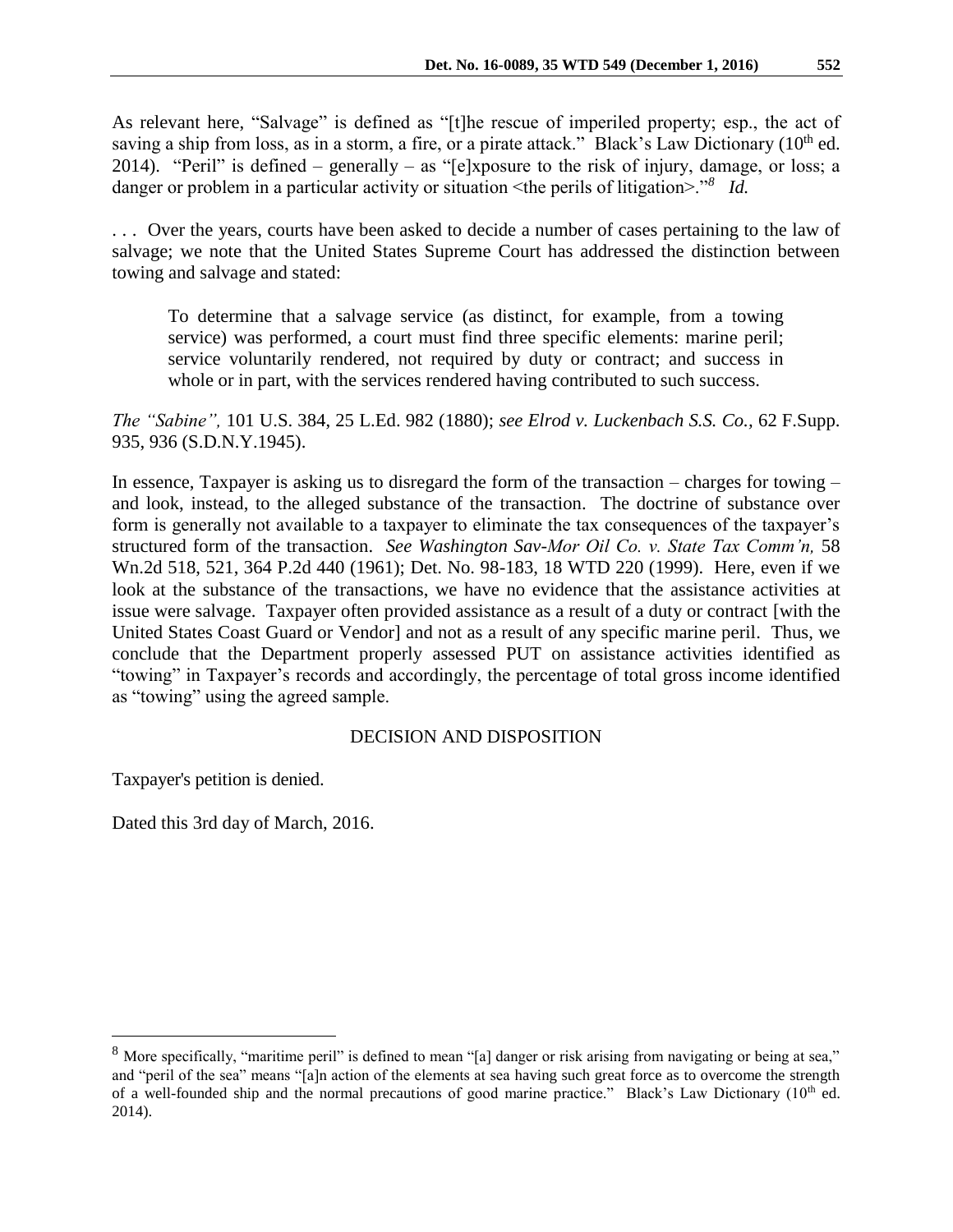As relevant here, "Salvage" is defined as "[t]he rescue of imperiled property; esp., the act of saving a ship from loss, as in a storm, a fire, or a pirate attack." Black's Law Dictionary (10th ed. 2014). "Peril" is defined – generally – as "[e]xposure to the risk of injury, damage, or loss; a danger or problem in a particular activity or situation <the perils of litigation>."[8] *Id.*

. . . Over the years, courts have been asked to decide a number of cases pertaining to the law of salvage; we note that the United States Supreme Court has addressed the distinction between towing and salvage and stated:

> To determine that a salvage service (as distinct, for example, from a towing service) was performed, a court must find three specific elements: marine peril; service voluntarily rendered, not required by duty or contract; and success in whole or in part, with the services rendered having contributed to such success.

*The "Sabine",* 101 U.S. 384, 25 L.Ed. 982 (1880); *see Elrod v. Luckenbach S.S. Co.,* 62 F.Supp. 935, 936 (S.D.N.Y.1945).

In essence, Taxpayer is asking us to disregard the form of the transaction – charges for towing – and look, instead, to the alleged substance of the transaction. The doctrine of substance over form is generally not available to a taxpayer to eliminate the tax consequences of the taxpayer's structured form of the transaction. *See Washington Sav-Mor Oil Co. v. State Tax Comm'n,* 58 Wn.2d 518, 521, 364 P.2d 440 (1961); Det. No. 98-183, 18 WTD 220 (1999). Here, even if we look at the substance of the transactions, we have no evidence that the assistance activities at issue were salvage. Taxpayer often provided assistance as a result of a duty or contract [with the United States Coast Guard or Vendor] and not as a result of any specific marine peril. Thus, we conclude that the Department properly assessed PUT on assistance activities identified as "towing" in Taxpayer's records and accordingly, the percentage of total gross income identified as "towing" using the agreed sample.

## DECISION AND DISPOSITION

Taxpayer's petition is denied.

Dated this 3rd day of March, 2016.

---

[8] More specifically, "maritime peril" is defined to mean "[a] danger or risk arising from navigating or being at sea," and "peril of the sea" means "[a]n action of the elements at sea having such great force as to overcome the strength of a well-founded ship and the normal precautions of good marine practice." Black's Law Dictionary (10th ed. 2014).